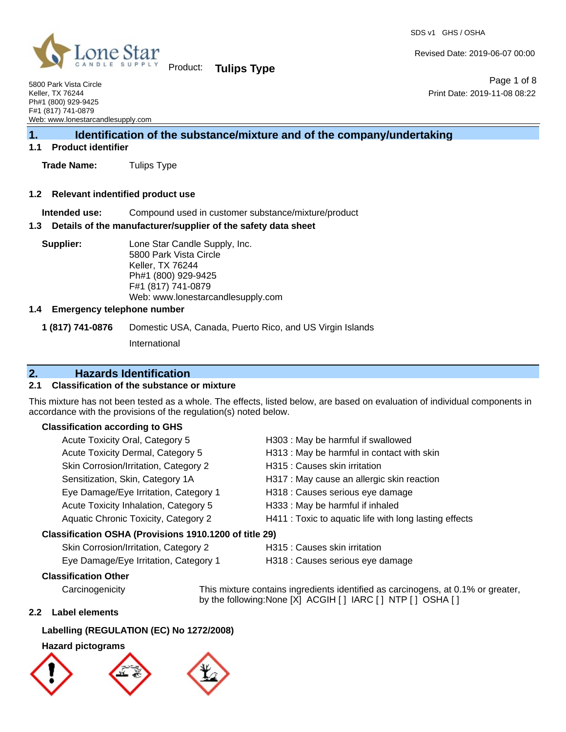Product: **Tulips Type**

SDS v1 GHS / OSHA

Revised Date: 2019-06-07 00:00

Print Date: 2019-11-08 08:22

5800 Park Vista Circle
Keller, TX 76244
Ph#1 (800) 929-9425
F#1 (817) 741-0879
Web: www.lonestarcandlesupply.com

## 1. Identification of the substance/mixture and of the company/undertaking

### 1.1 Product identifier

**Trade Name:** Tulips Type

### 1.2 Relevant indentified product use

**Intended use:** Compound used in customer substance/mixture/product

### 1.3 Details of the manufacturer/supplier of the safety data sheet

**Supplier:** Lone Star Candle Supply, Inc.
5800 Park Vista Circle
Keller, TX 76244
Ph#1 (800) 929-9425
F#1 (817) 741-0879
Web: www.lonestarcandlesupply.com

### 1.4 Emergency telephone number

**1 (817) 741-0876** Domestic USA, Canada, Puerto Rico, and US Virgin Islands

International

## 2. Hazards Identification

### 2.1 Classification of the substance or mixture

This mixture has not been tested as a whole. The effects, listed below, are based on evaluation of individual components in accordance with the provisions of the regulation(s) noted below.

**Classification according to GHS**

| | |
|---|---|
| Acute Toxicity Oral, Category 5 | H303 : May be harmful if swallowed |
| Acute Toxicity Dermal, Category 5 | H313 : May be harmful in contact with skin |
| Skin Corrosion/Irritation, Category 2 | H315 : Causes skin irritation |
| Sensitization, Skin, Category 1A | H317 : May cause an allergic skin reaction |
| Eye Damage/Eye Irritation, Category 1 | H318 : Causes serious eye damage |
| Acute Toxicity Inhalation, Category 5 | H333 : May be harmful if inhaled |
| Aquatic Chronic Toxicity, Category 2 | H411 : Toxic to aquatic life with long lasting effects |

**Classification OSHA (Provisions 1910.1200 of title 29)**

| | |
|---|---|
| Skin Corrosion/Irritation, Category 2 | H315 : Causes skin irritation |
| Eye Damage/Eye Irritation, Category 1 | H318 : Causes serious eye damage |

**Classification Other**

Carcinogenicity — This mixture contains ingredients identified as carcinogens, at 0.1% or greater, by the following:None [X] ACGIH [ ] IARC [ ] NTP [ ] OSHA [ ]

### 2.2 Label elements

**Labelling (REGULATION (EC) No 1272/2008)**

**Hazard pictograms**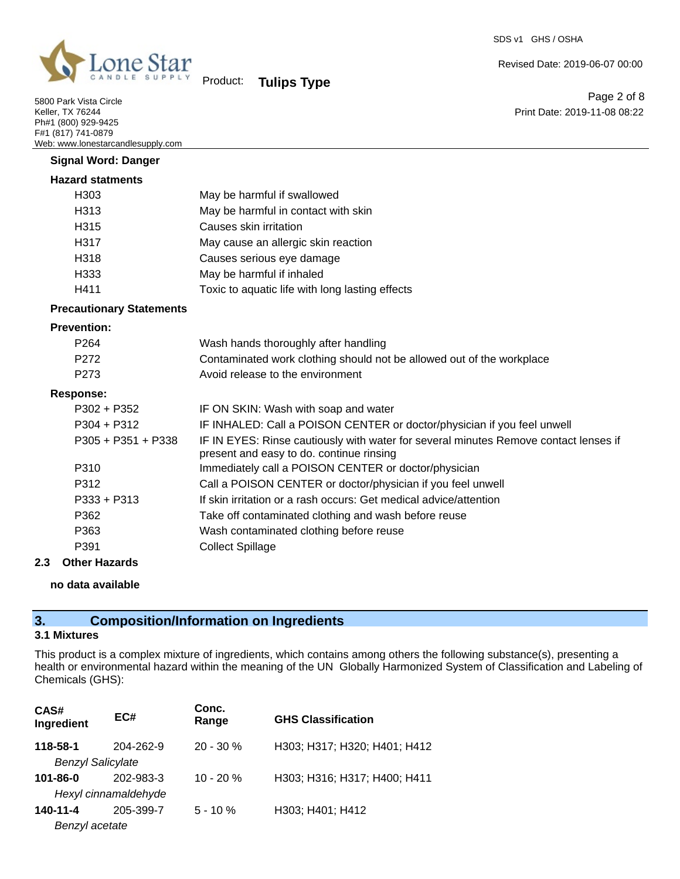**Signal Word: Danger**

**Hazard statments**

| | |
|---|---|
| H303 | May be harmful if swallowed |
| H313 | May be harmful in contact with skin |
| H315 | Causes skin irritation |
| H317 | May cause an allergic skin reaction |
| H318 | Causes serious eye damage |
| H333 | May be harmful if inhaled |
| H411 | Toxic to aquatic life with long lasting effects |

**Precautionary Statements**

**Prevention:**

| | |
|---|---|
| P264 | Wash hands thoroughly after handling |
| P272 | Contaminated work clothing should not be allowed out of the workplace |
| P273 | Avoid release to the environment |

**Response:**

| | |
|---|---|
| P302 + P352 | IF ON SKIN: Wash with soap and water |
| P304 + P312 | IF INHALED: Call a POISON CENTER or doctor/physician if you feel unwell |
| P305 + P351 + P338 | IF IN EYES: Rinse cautiously with water for several minutes Remove contact lenses if present and easy to do. continue rinsing |
| P310 | Immediately call a POISON CENTER or doctor/physician |
| P312 | Call a POISON CENTER or doctor/physician if you feel unwell |
| P333 + P313 | If skin irritation or a rash occurs: Get medical advice/attention |
| P362 | Take off contaminated clothing and wash before reuse |
| P363 | Wash contaminated clothing before reuse |
| P391 | Collect Spillage |

### 2.3 Other Hazards

**no data available**

## 3. Composition/Information on Ingredients

### 3.1 Mixtures

This product is a complex mixture of ingredients, which contains among others the following substance(s), presenting a health or environmental hazard within the meaning of the UN Globally Harmonized System of Classification and Labeling of Chemicals (GHS):

| CAS# Ingredient | EC# | Conc. Range | GHS Classification |
|---|---|---|---|
| **118-58-1** *Benzyl Salicylate* | 204-262-9 | 20 - 30 % | H303; H317; H320; H401; H412 |
| **101-86-0** *Hexyl cinnamaldehyde* | 202-983-3 | 10 - 20 % | H303; H316; H317; H400; H411 |
| **140-11-4** *Benzyl acetate* | 205-399-7 | 5 - 10 % | H303; H401; H412 |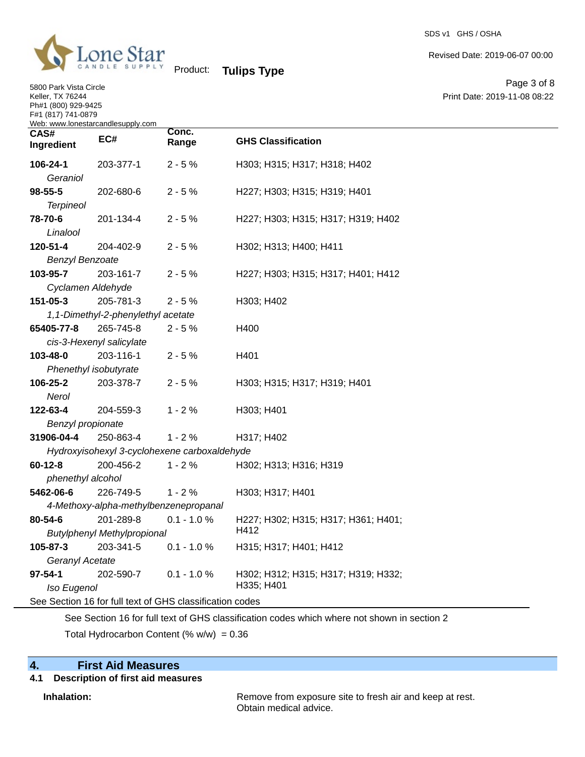| CAS# Ingredient | EC# | Conc. Range | GHS Classification |
|---|---|---|---|
| **106-24-1** *Geraniol* | 203-377-1 | 2 - 5 % | H303; H315; H317; H318; H402 |
| **98-55-5** *Terpineol* | 202-680-6 | 2 - 5 % | H227; H303; H315; H319; H401 |
| **78-70-6** *Linalool* | 201-134-4 | 2 - 5 % | H227; H303; H315; H317; H319; H402 |
| **120-51-4** *Benzyl Benzoate* | 204-402-9 | 2 - 5 % | H302; H313; H400; H411 |
| **103-95-7** *Cyclamen Aldehyde* | 203-161-7 | 2 - 5 % | H227; H303; H315; H317; H401; H412 |
| **151-05-3** *1,1-Dimethyl-2-phenylethyl acetate* | 205-781-3 | 2 - 5 % | H303; H402 |
| **65405-77-8** *cis-3-Hexenyl salicylate* | 265-745-8 | 2 - 5 % | H400 |
| **103-48-0** *Phenethyl isobutyrate* | 203-116-1 | 2 - 5 % | H401 |
| **106-25-2** *Nerol* | 203-378-7 | 2 - 5 % | H303; H315; H317; H319; H401 |
| **122-63-4** *Benzyl propionate* | 204-559-3 | 1 - 2 % | H303; H401 |
| **31906-04-4** *Hydroxyisohexyl 3-cyclohexene carboxaldehyde* | 250-863-4 | 1 - 2 % | H317; H402 |
| **60-12-8** *phenethyl alcohol* | 200-456-2 | 1 - 2 % | H302; H313; H316; H319 |
| **5462-06-6** *4-Methoxy-alpha-methylbenzenepropanal* | 226-749-5 | 1 - 2 % | H303; H317; H401 |
| **80-54-6** *Butylphenyl Methylpropional* | 201-289-8 | 0.1 - 1.0 % | H227; H302; H315; H317; H361; H401; H412 |
| **105-87-3** *Geranyl Acetate* | 203-341-5 | 0.1 - 1.0 % | H315; H317; H401; H412 |
| **97-54-1** *Iso Eugenol* | 202-590-7 | 0.1 - 1.0 % | H302; H312; H315; H317; H319; H332; H335; H401 |

See Section 16 for full text of GHS classification codes

See Section 16 for full text of GHS classification codes which where not shown in section 2

Total Hydrocarbon Content (% w/w) = 0.36

## 4. First Aid Measures

### 4.1 Description of first aid measures

**Inhalation:** Remove from exposure site to fresh air and keep at rest. Obtain medical advice.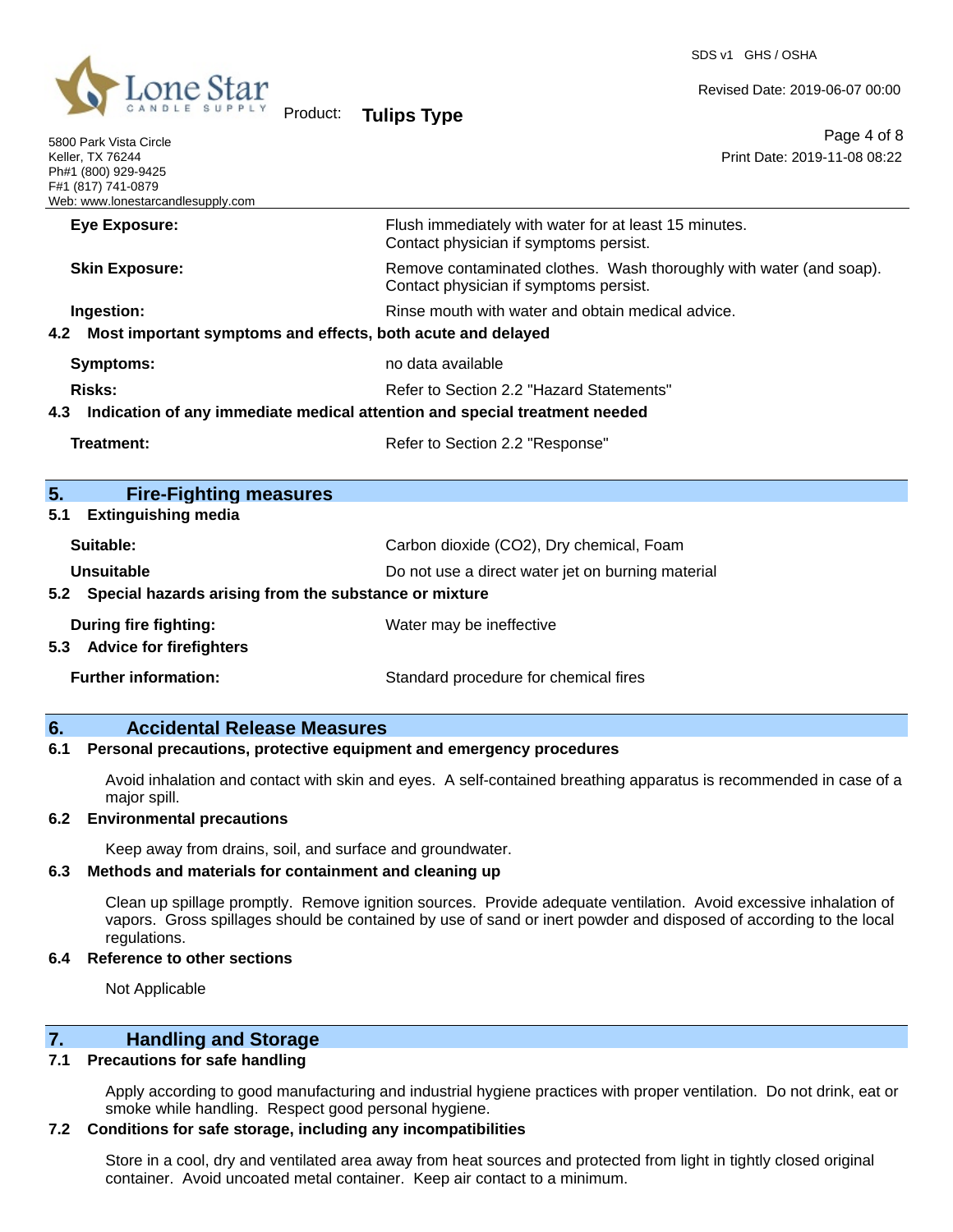| | |
|---|---|
| **Eye Exposure:** | Flush immediately with water for at least 15 minutes. Contact physician if symptoms persist. |
| **Skin Exposure:** | Remove contaminated clothes. Wash thoroughly with water (and soap). Contact physician if symptoms persist. |
| **Ingestion:** | Rinse mouth with water and obtain medical advice. |

### 4.2 Most important symptoms and effects, both acute and delayed

| | |
|---|---|
| **Symptoms:** | no data available |
| **Risks:** | Refer to Section 2.2 "Hazard Statements" |

### 4.3 Indication of any immediate medical attention and special treatment needed

| | |
|---|---|
| **Treatment:** | Refer to Section 2.2 "Response" |

## 5. Fire-Fighting measures

### 5.1 Extinguishing media

| | |
|---|---|
| **Suitable:** | Carbon dioxide ($CO_2$), Dry chemical, Foam |
| **Unsuitable** | Do not use a direct water jet on burning material |

### 5.2 Special hazards arising from the substance or mixture

| | |
|---|---|
| **During fire fighting:** | Water may be ineffective |

### 5.3 Advice for firefighters

| | |
|---|---|
| **Further information:** | Standard procedure for chemical fires |

## 6. Accidental Release Measures

### 6.1 Personal precautions, protective equipment and emergency procedures

Avoid inhalation and contact with skin and eyes. A self-contained breathing apparatus is recommended in case of a major spill.

### 6.2 Environmental precautions

Keep away from drains, soil, and surface and groundwater.

### 6.3 Methods and materials for containment and cleaning up

Clean up spillage promptly. Remove ignition sources. Provide adequate ventilation. Avoid excessive inhalation of vapors. Gross spillages should be contained by use of sand or inert powder and disposed of according to the local regulations.

### 6.4 Reference to other sections

Not Applicable

## 7. Handling and Storage

### 7.1 Precautions for safe handling

Apply according to good manufacturing and industrial hygiene practices with proper ventilation. Do not drink, eat or smoke while handling. Respect good personal hygiene.

### 7.2 Conditions for safe storage, including any incompatibilities

Store in a cool, dry and ventilated area away from heat sources and protected from light in tightly closed original container. Avoid uncoated metal container. Keep air contact to a minimum.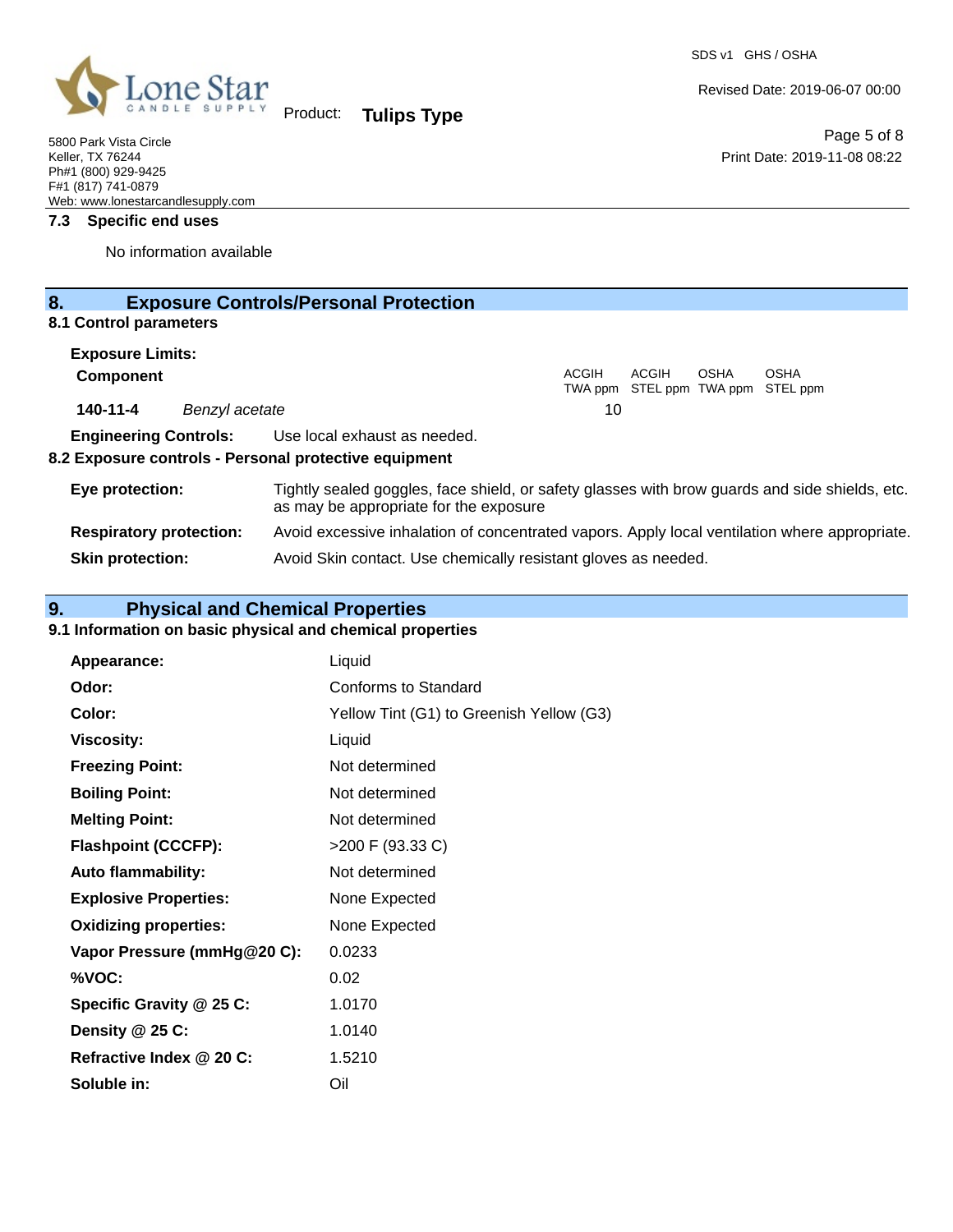### 7.3 Specific end uses

No information available

## 8. Exposure Controls/Personal Protection

### 8.1 Control parameters

**Exposure Limits:**

| **Component** | | ACGIH TWA ppm | ACGIH STEL ppm | OSHA TWA ppm | OSHA STEL ppm |
|---|---|---|---|---|---|
| **140-11-4** | *Benzyl acetate* | 10 | | | |

**Engineering Controls:** Use local exhaust as needed.

### 8.2 Exposure controls - Personal protective equipment

**Eye protection:** Tightly sealed goggles, face shield, or safety glasses with brow guards and side shields, etc. as may be appropriate for the exposure

**Respiratory protection:** Avoid excessive inhalation of concentrated vapors. Apply local ventilation where appropriate.

**Skin protection:** Avoid Skin contact. Use chemically resistant gloves as needed.

## 9. Physical and Chemical Properties

### 9.1 Information on basic physical and chemical properties

| | |
|---|---|
| **Appearance:** | Liquid |
| **Odor:** | Conforms to Standard |
| **Color:** | Yellow Tint (G1) to Greenish Yellow (G3) |
| **Viscosity:** | Liquid |
| **Freezing Point:** | Not determined |
| **Boiling Point:** | Not determined |
| **Melting Point:** | Not determined |
| **Flashpoint (CCCFP):** | >200 F (93.33 C) |
| **Auto flammability:** | Not determined |
| **Explosive Properties:** | None Expected |
| **Oxidizing properties:** | None Expected |
| **Vapor Pressure (mmHg@20 C):** | 0.0233 |
| **%VOC:** | 0.02 |
| **Specific Gravity @ 25 C:** | 1.0170 |
| **Density @ 25 C:** | 1.0140 |
| **Refractive Index @ 20 C:** | 1.5210 |
| **Soluble in:** | Oil |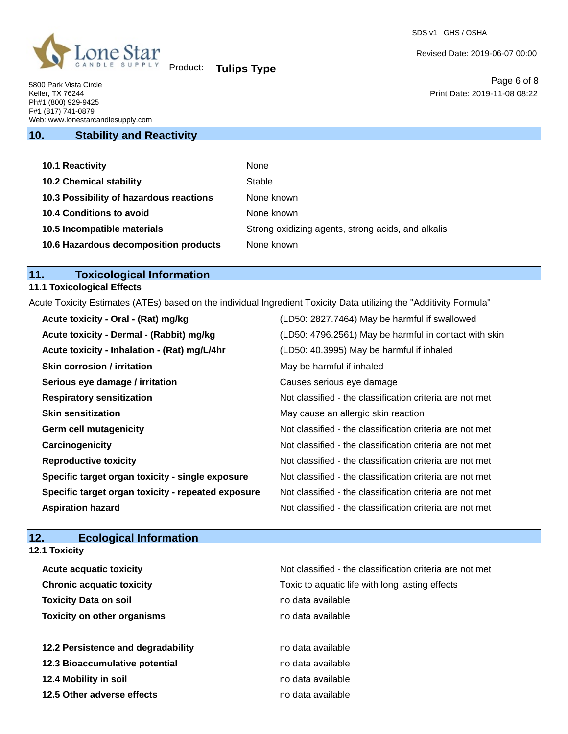## 10. Stability and Reactivity

| | |
|---|---|
| **10.1 Reactivity** | None |
| **10.2 Chemical stability** | Stable |
| **10.3 Possibility of hazardous reactions** | None known |
| **10.4 Conditions to avoid** | None known |
| **10.5 Incompatible materials** | Strong oxidizing agents, strong acids, and alkalis |
| **10.6 Hazardous decomposition products** | None known |

## 11. Toxicological Information

### 11.1 Toxicological Effects

Acute Toxicity Estimates (ATEs) based on the individual Ingredient Toxicity Data utilizing the "Additivity Formula"

| | |
|---|---|
| **Acute toxicity - Oral - (Rat) mg/kg** | (LD50: 2827.7464) May be harmful if swallowed |
| **Acute toxicity - Dermal - (Rabbit) mg/kg** | (LD50: 4796.2561) May be harmful in contact with skin |
| **Acute toxicity - Inhalation - (Rat) mg/L/4hr** | (LD50: 40.3995) May be harmful if inhaled |
| **Skin corrosion / irritation** | May be harmful if inhaled |
| **Serious eye damage / irritation** | Causes serious eye damage |
| **Respiratory sensitization** | Not classified - the classification criteria are not met |
| **Skin sensitization** | May cause an allergic skin reaction |
| **Germ cell mutagenicity** | Not classified - the classification criteria are not met |
| **Carcinogenicity** | Not classified - the classification criteria are not met |
| **Reproductive toxicity** | Not classified - the classification criteria are not met |
| **Specific target organ toxicity - single exposure** | Not classified - the classification criteria are not met |
| **Specific target organ toxicity - repeated exposure** | Not classified - the classification criteria are not met |
| **Aspiration hazard** | Not classified - the classification criteria are not met |

## 12. Ecological Information

### 12.1 Toxicity

| | |
|---|---|
| **Acute acquatic toxicity** | Not classified - the classification criteria are not met |
| **Chronic acquatic toxicity** | Toxic to aquatic life with long lasting effects |
| **Toxicity Data on soil** | no data available |
| **Toxicity on other organisms** | no data available |

| | |
|---|---|
| **12.2 Persistence and degradability** | no data available |
| **12.3 Bioaccumulative potential** | no data available |
| **12.4 Mobility in soil** | no data available |
| **12.5 Other adverse effects** | no data available |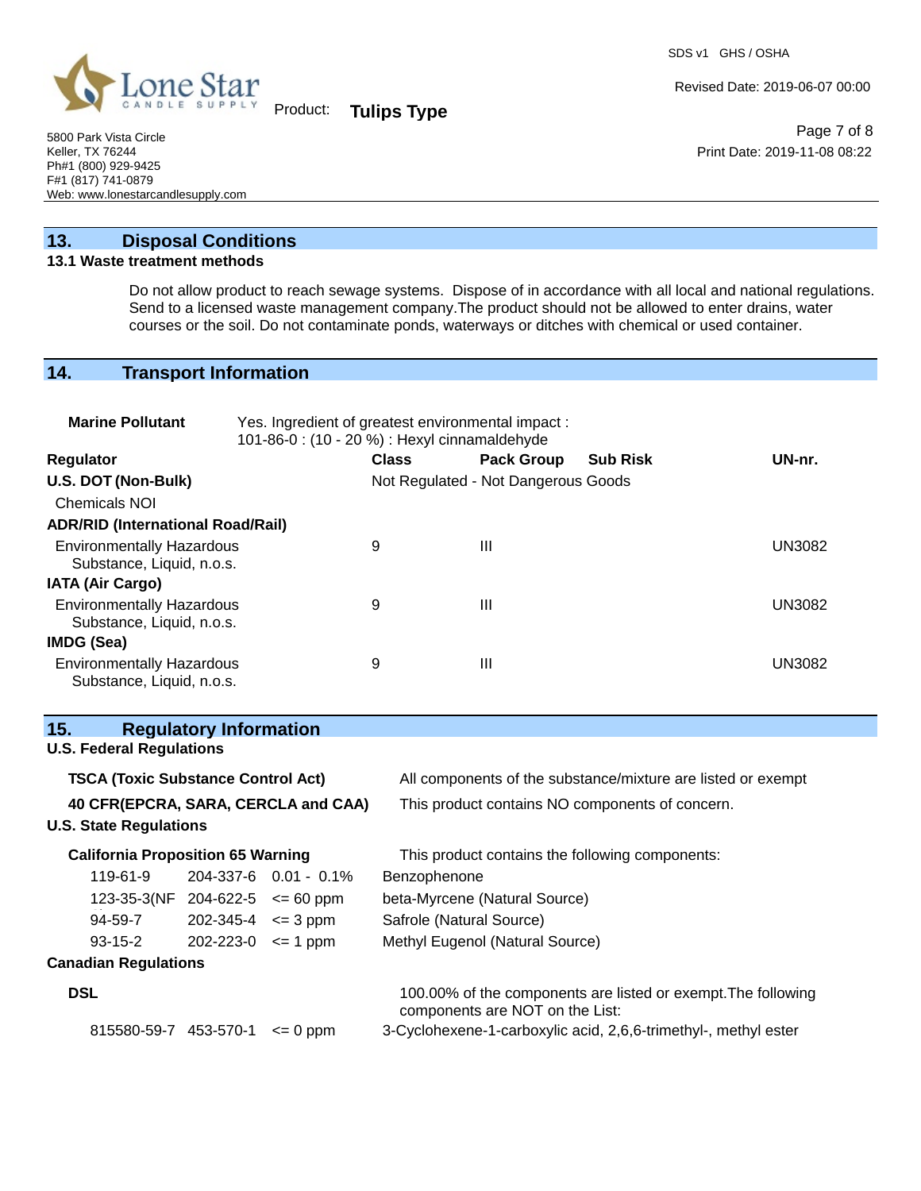## 13. Disposal Conditions

### 13.1 Waste treatment methods

Do not allow product to reach sewage systems. Dispose of in accordance with all local and national regulations. Send to a licensed waste management company.The product should not be allowed to enter drains, water courses or the soil. Do not contaminate ponds, waterways or ditches with chemical or used container.

## 14. Transport Information

**Marine Pollutant** Yes. Ingredient of greatest environmental impact :
101-86-0 : (10 - 20 %) : Hexyl cinnamaldehyde

| Regulator | Class | Pack Group | Sub Risk | UN-nr. |
|---|---|---|---|---|
| **U.S. DOT (Non-Bulk)** | Not Regulated - Not Dangerous Goods | | | |
| Chemicals NOI | | | | |
| **ADR/RID (International Road/Rail)** | | | | |
| Environmentally Hazardous Substance, Liquid, n.o.s. | 9 | III | | UN3082 |
| **IATA (Air Cargo)** | | | | |
| Environmentally Hazardous Substance, Liquid, n.o.s. | 9 | III | | UN3082 |
| **IMDG (Sea)** | | | | |
| Environmentally Hazardous Substance, Liquid, n.o.s. | 9 | III | | UN3082 |

## 15. Regulatory Information

### U.S. Federal Regulations

**TSCA (Toxic Substance Control Act)** All components of the substance/mixture are listed or exempt

**40 CFR(EPCRA, SARA, CERCLA and CAA)** This product contains NO components of concern.

### U.S. State Regulations

**California Proposition 65 Warning** This product contains the following components:

| | | | |
|---|---|---|---|
| 119-61-9 | 204-337-6 | 0.01 - 0.1% | Benzophenone |
| 123-35-3(NF | 204-622-5 | <= 60 ppm | beta-Myrcene (Natural Source) |
| 94-59-7 | 202-345-4 | <= 3 ppm | Safrole (Natural Source) |
| 93-15-2 | 202-223-0 | <= 1 ppm | Methyl Eugenol (Natural Source) |

### Canadian Regulations

**DSL** 100.00% of the components are listed or exempt.The following components are NOT on the List:

| | | | |
|---|---|---|---|
| 815580-59-7 | 453-570-1 | <= 0 ppm | 3-Cyclohexene-1-carboxylic acid, 2,6,6-trimethyl-, methyl ester |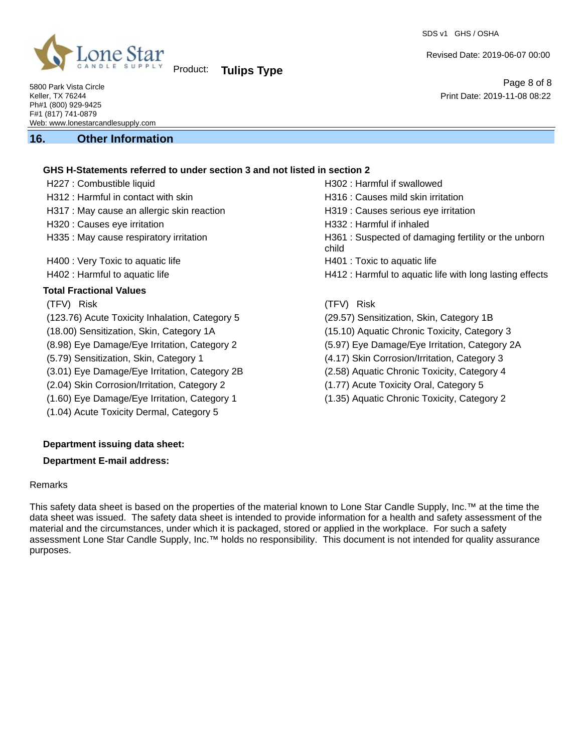## 16. Other Information

**GHS H-Statements referred to under section 3 and not listed in section 2**

H227 : Combustible liquid

H302 : Harmful if swallowed

H312 : Harmful in contact with skin

H316 : Causes mild skin irritation

H317 : May cause an allergic skin reaction

H319 : Causes serious eye irritation

H320 : Causes eye irritation

H332 : Harmful if inhaled

H335 : May cause respiratory irritation

H361 : Suspected of damaging fertility or the unborn child

H400 : Very Toxic to aquatic life

H401 : Toxic to aquatic life

H402 : Harmful to aquatic life

H412 : Harmful to aquatic life with long lasting effects

**Total Fractional Values**

| (TFV) Risk | (TFV) Risk |
|---|---|
| (123.76) Acute Toxicity Inhalation, Category 5 | (29.57) Sensitization, Skin, Category 1B |
| (18.00) Sensitization, Skin, Category 1A | (15.10) Aquatic Chronic Toxicity, Category 3 |
| (8.98) Eye Damage/Eye Irritation, Category 2 | (5.97) Eye Damage/Eye Irritation, Category 2A |
| (5.79) Sensitization, Skin, Category 1 | (4.17) Skin Corrosion/Irritation, Category 3 |
| (3.01) Eye Damage/Eye Irritation, Category 2B | (2.58) Aquatic Chronic Toxicity, Category 4 |
| (2.04) Skin Corrosion/Irritation, Category 2 | (1.77) Acute Toxicity Oral, Category 5 |
| (1.60) Eye Damage/Eye Irritation, Category 1 | (1.35) Aquatic Chronic Toxicity, Category 2 |
| (1.04) Acute Toxicity Dermal, Category 5 | |

**Department issuing data sheet:**

**Department E-mail address:**

Remarks

This safety data sheet is based on the properties of the material known to Lone Star Candle Supply, Inc.™ at the time the data sheet was issued. The safety data sheet is intended to provide information for a health and safety assessment of the material and the circumstances, under which it is packaged, stored or applied in the workplace. For such a safety assessment Lone Star Candle Supply, Inc.™ holds no responsibility. This document is not intended for quality assurance purposes.